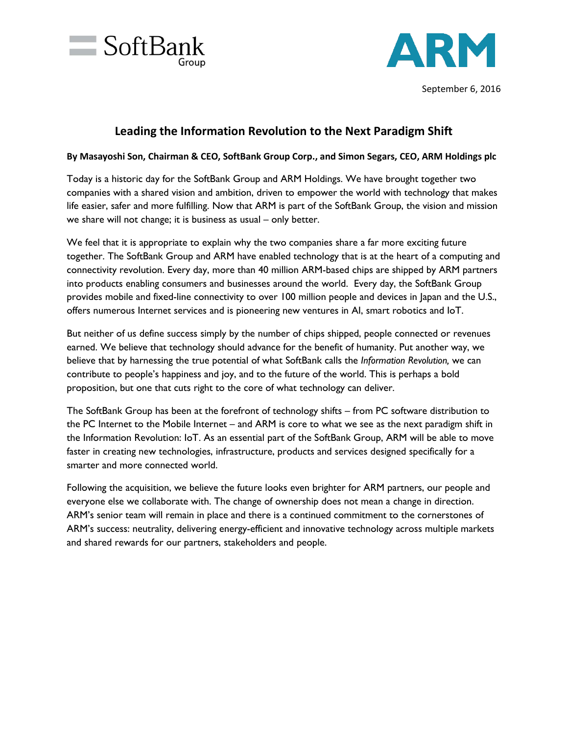SoftBank Group

ARM

September 6, 2016

# Leading the Information Revolution to the Next Paradigm Shift

**By Masayoshi Son, Chairman & CEO, SoftBank Group Corp., and Simon Segars, CEO, ARM Holdings plc**

Today is a historic day for the SoftBank Group and ARM Holdings. We have brought together two companies with a shared vision and ambition, driven to empower the world with technology that makes life easier, safer and more fulfilling. Now that ARM is part of the SoftBank Group, the vision and mission we share will not change; it is business as usual – only better.

We feel that it is appropriate to explain why the two companies share a far more exciting future together. The SoftBank Group and ARM have enabled technology that is at the heart of a computing and connectivity revolution. Every day, more than 40 million ARM-based chips are shipped by ARM partners into products enabling consumers and businesses around the world. Every day, the SoftBank Group provides mobile and fixed-line connectivity to over 100 million people and devices in Japan and the U.S., offers numerous Internet services and is pioneering new ventures in AI, smart robotics and IoT.

But neither of us define success simply by the number of chips shipped, people connected or revenues earned. We believe that technology should advance for the benefit of humanity. Put another way, we believe that by harnessing the true potential of what SoftBank calls the *Information Revolution,* we can contribute to people's happiness and joy, and to the future of the world. This is perhaps a bold proposition, but one that cuts right to the core of what technology can deliver.

The SoftBank Group has been at the forefront of technology shifts – from PC software distribution to the PC Internet to the Mobile Internet – and ARM is core to what we see as the next paradigm shift in the Information Revolution: IoT. As an essential part of the SoftBank Group, ARM will be able to move faster in creating new technologies, infrastructure, products and services designed specifically for a smarter and more connected world.

Following the acquisition, we believe the future looks even brighter for ARM partners, our people and everyone else we collaborate with. The change of ownership does not mean a change in direction. ARM's senior team will remain in place and there is a continued commitment to the cornerstones of ARM's success: neutrality, delivering energy-efficient and innovative technology across multiple markets and shared rewards for our partners, stakeholders and people.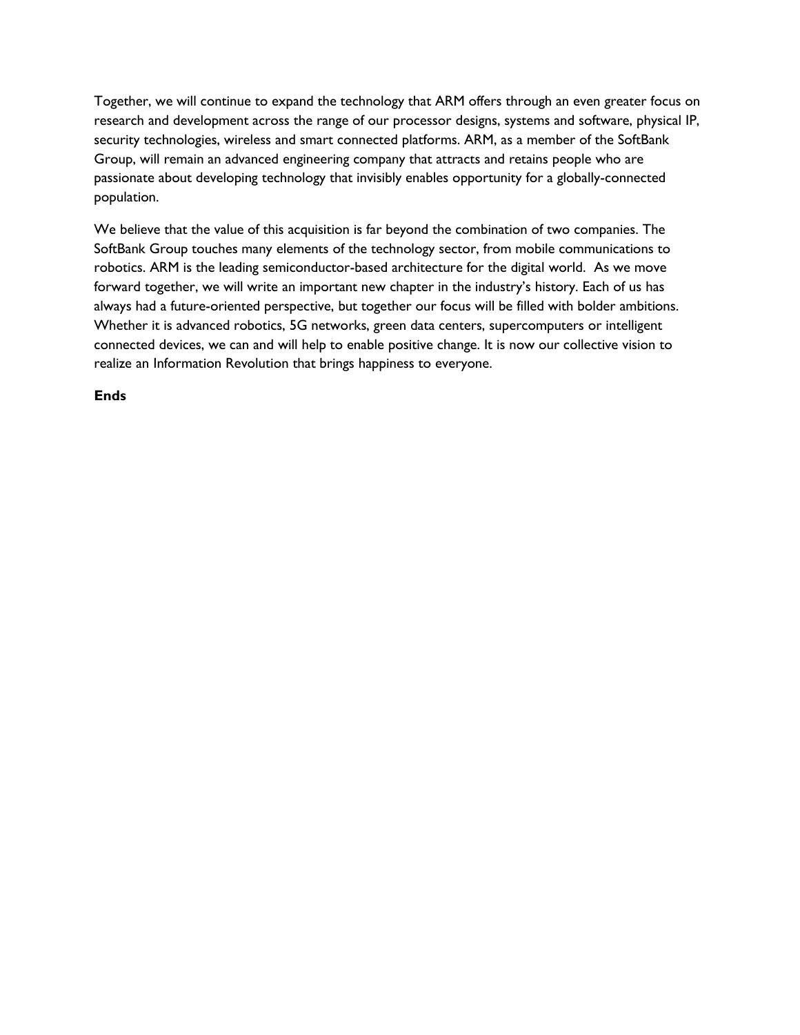Together, we will continue to expand the technology that ARM offers through an even greater focus on research and development across the range of our processor designs, systems and software, physical IP, security technologies, wireless and smart connected platforms. ARM, as a member of the SoftBank Group, will remain an advanced engineering company that attracts and retains people who are passionate about developing technology that invisibly enables opportunity for a globally-connected population.

We believe that the value of this acquisition is far beyond the combination of two companies. The SoftBank Group touches many elements of the technology sector, from mobile communications to robotics. ARM is the leading semiconductor-based architecture for the digital world. As we move forward together, we will write an important new chapter in the industry's history. Each of us has always had a future-oriented perspective, but together our focus will be filled with bolder ambitions. Whether it is advanced robotics, 5G networks, green data centers, supercomputers or intelligent connected devices, we can and will help to enable positive change. It is now our collective vision to realize an Information Revolution that brings happiness to everyone.

**Ends**